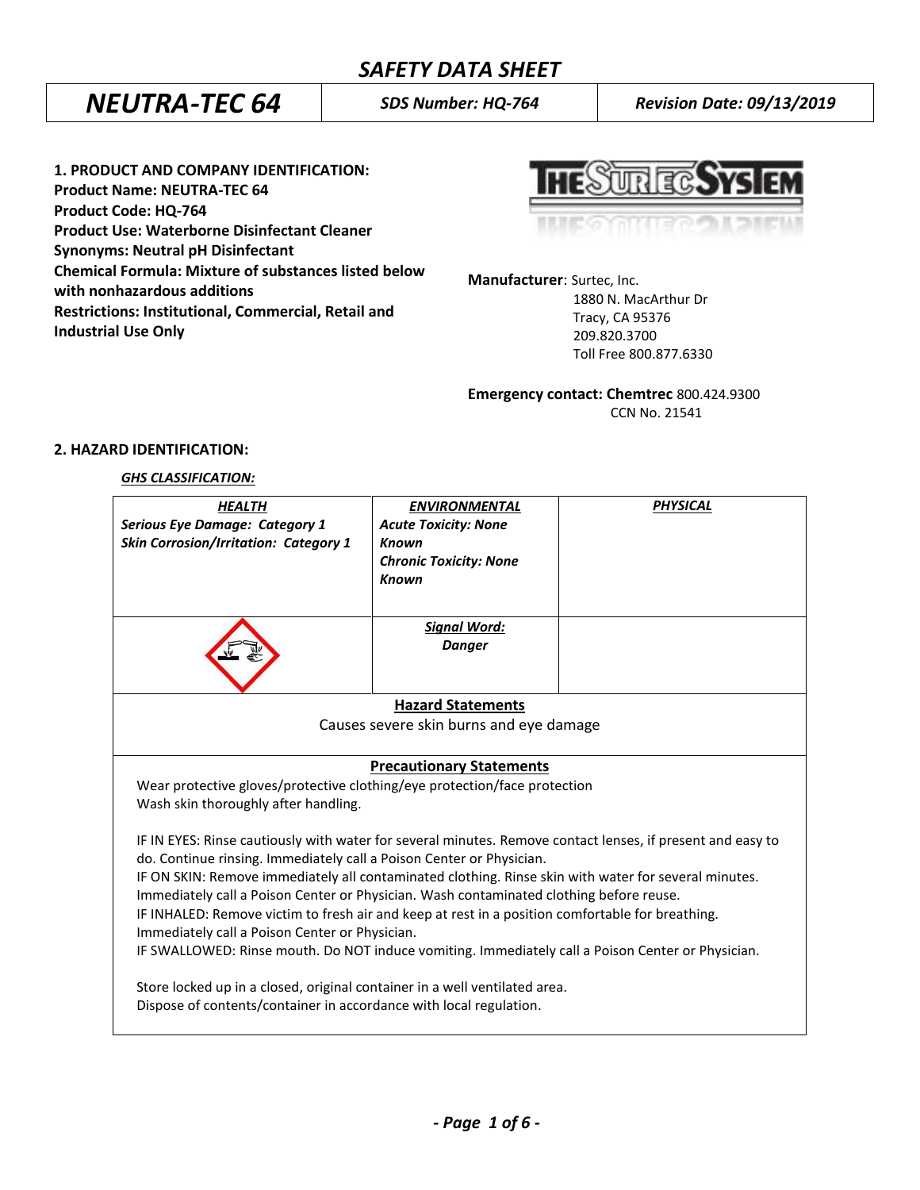# SAFETY DATA SHEET

| NEUTRA-TEC 64 | SDS Number: HQ-764 | Revision Date: 09/13/2019 |
|---|---|---|

## 1. PRODUCT AND COMPANY IDENTIFICATION:

**Product Name: NEUTRA-TEC 64**
**Product Code: HQ-764**
**Product Use: Waterborne Disinfectant Cleaner**
**Synonyms: Neutral pH Disinfectant**
**Chemical Formula: Mixture of substances listed below with nonhazardous additions**
**Restrictions: Institutional, Commercial, Retail and Industrial Use Only**

**Manufacturer**: Surtec, Inc.
1880 N. MacArthur Dr
Tracy, CA 95376
209.820.3700
Toll Free 800.877.6330

**Emergency contact: Chemtrec** 800.424.9300
CCN No. 21541

## 2. HAZARD IDENTIFICATION:

***GHS CLASSIFICATION:***

| ***HEALTH*** | ***ENVIRONMENTAL*** | ***PHYSICAL*** |
|---|---|---|
| ***Serious Eye Damage: Category 1*** ***Skin Corrosion/Irritation: Category 1*** | ***Acute Toxicity: None Known*** ***Chronic Toxicity: None Known*** | |
| | ***Signal Word:*** ***Danger*** | |

**Hazard Statements**

Causes severe skin burns and eye damage

**Precautionary Statements**

Wear protective gloves/protective clothing/eye protection/face protection
Wash skin thoroughly after handling.

IF IN EYES: Rinse cautiously with water for several minutes. Remove contact lenses, if present and easy to do. Continue rinsing. Immediately call a Poison Center or Physician.
IF ON SKIN: Remove immediately all contaminated clothing. Rinse skin with water for several minutes. Immediately call a Poison Center or Physician. Wash contaminated clothing before reuse.
IF INHALED: Remove victim to fresh air and keep at rest in a position comfortable for breathing. Immediately call a Poison Center or Physician.
IF SWALLOWED: Rinse mouth. Do NOT induce vomiting. Immediately call a Poison Center or Physician.

Store locked up in a closed, original container in a well ventilated area.
Dispose of contents/container in accordance with local regulation.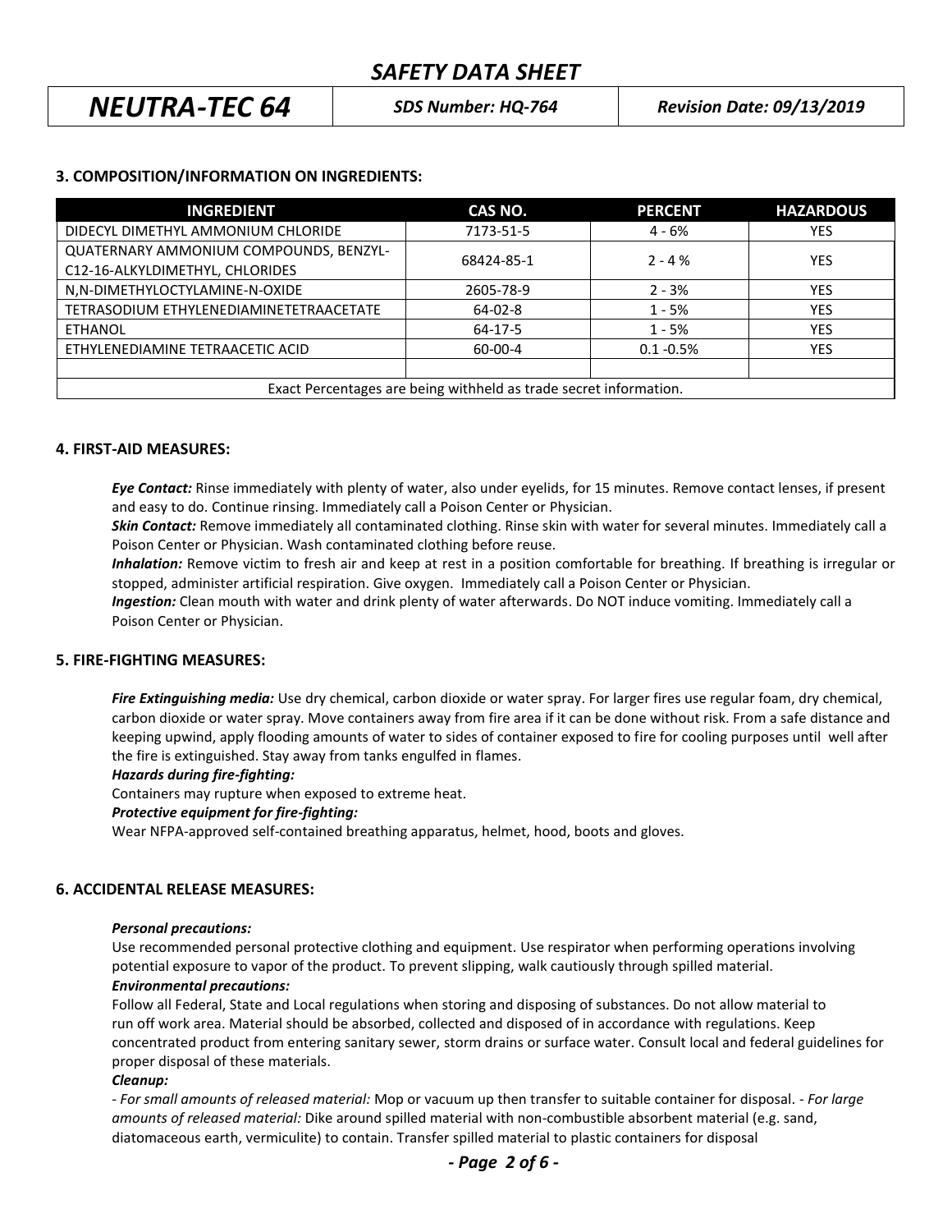## 3. COMPOSITION/INFORMATION ON INGREDIENTS:

| INGREDIENT | CAS NO. | PERCENT | HAZARDOUS |
|---|---|---|---|
| DIDECYL DIMETHYL AMMONIUM CHLORIDE | 7173-51-5 | 4 - 6% | YES |
| QUATERNARY AMMONIUM COMPOUNDS, BENZYL-C12-16-ALKYLDIMETHYL, CHLORIDES | 68424-85-1 | 2 - 4 % | YES |
| N,N-DIMETHYLOCTYLAMINE-N-OXIDE | 2605-78-9 | 2 - 3% | YES |
| TETRASODIUM ETHYLENEDIAMINETETRAACETATE | 64-02-8 | 1 - 5% | YES |
| ETHANOL | 64-17-5 | 1 - 5% | YES |
| ETHYLENEDIAMINE TETRAACETIC ACID | 60-00-4 | 0.1 -0.5% | YES |
| | | | |
| Exact Percentages are being withheld as trade secret information. | | | |

## 4. FIRST-AID MEASURES:

***Eye Contact:*** Rinse immediately with plenty of water, also under eyelids, for 15 minutes. Remove contact lenses, if present and easy to do. Continue rinsing. Immediately call a Poison Center or Physician.

***Skin Contact:*** Remove immediately all contaminated clothing. Rinse skin with water for several minutes. Immediately call a Poison Center or Physician. Wash contaminated clothing before reuse.

***Inhalation:*** Remove victim to fresh air and keep at rest in a position comfortable for breathing. If breathing is irregular or stopped, administer artificial respiration. Give oxygen. Immediately call a Poison Center or Physician.

***Ingestion:*** Clean mouth with water and drink plenty of water afterwards. Do NOT induce vomiting. Immediately call a Poison Center or Physician.

## 5. FIRE-FIGHTING MEASURES:

***Fire Extinguishing media:*** Use dry chemical, carbon dioxide or water spray. For larger fires use regular foam, dry chemical, carbon dioxide or water spray. Move containers away from fire area if it can be done without risk. From a safe distance and keeping upwind, apply flooding amounts of water to sides of container exposed to fire for cooling purposes until well after the fire is extinguished. Stay away from tanks engulfed in flames.

***Hazards during fire-fighting:***

Containers may rupture when exposed to extreme heat.

***Protective equipment for fire-fighting:***

Wear NFPA-approved self-contained breathing apparatus, helmet, hood, boots and gloves.

## 6. ACCIDENTAL RELEASE MEASURES:

***Personal precautions:***

Use recommended personal protective clothing and equipment. Use respirator when performing operations involving potential exposure to vapor of the product. To prevent slipping, walk cautiously through spilled material.

***Environmental precautions:***

Follow all Federal, State and Local regulations when storing and disposing of substances. Do not allow material to run off work area. Material should be absorbed, collected and disposed of in accordance with regulations. Keep concentrated product from entering sanitary sewer, storm drains or surface water. Consult local and federal guidelines for proper disposal of these materials.

***Cleanup:***

- *For small amounts of released material:* Mop or vacuum up then transfer to suitable container for disposal. - *For large amounts of released material:* Dike around spilled material with non-combustible absorbent material (e.g. sand, diatomaceous earth, vermiculite) to contain. Transfer spilled material to plastic containers for disposal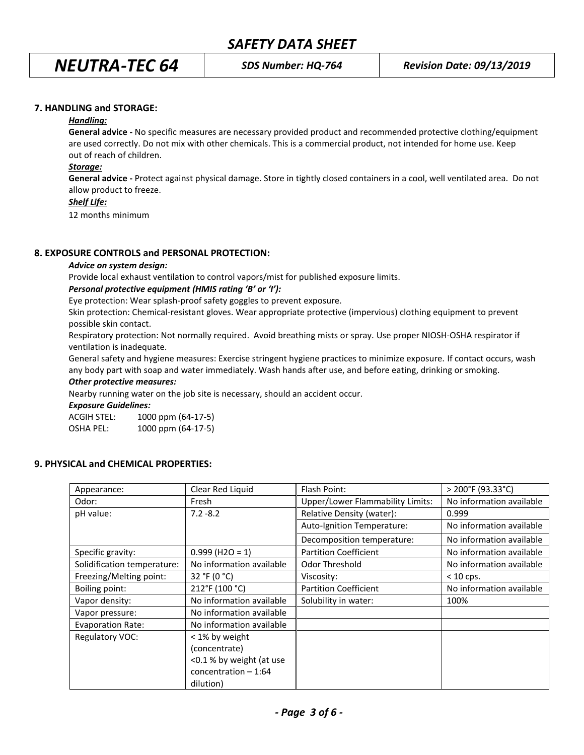## 7. HANDLING and STORAGE:

***Handling:***

**General advice -** No specific measures are necessary provided product and recommended protective clothing/equipment are used correctly. Do not mix with other chemicals. This is a commercial product, not intended for home use. Keep out of reach of children.

***Storage:***

**General advice -** Protect against physical damage. Store in tightly closed containers in a cool, well ventilated area. Do not allow product to freeze.

***Shelf Life:***

12 months minimum

## 8. EXPOSURE CONTROLS and PERSONAL PROTECTION:

***Advice on system design:***

Provide local exhaust ventilation to control vapors/mist for published exposure limits.

***Personal protective equipment (HMIS rating 'B' or 'I'):***

Eye protection: Wear splash-proof safety goggles to prevent exposure.

Skin protection: Chemical-resistant gloves. Wear appropriate protective (impervious) clothing equipment to prevent possible skin contact.

Respiratory protection: Not normally required. Avoid breathing mists or spray. Use proper NIOSH-OSHA respirator if ventilation is inadequate.

General safety and hygiene measures: Exercise stringent hygiene practices to minimize exposure. If contact occurs, wash any body part with soap and water immediately. Wash hands after use, and before eating, drinking or smoking.

***Other protective measures:***

Nearby running water on the job site is necessary, should an accident occur.

***Exposure Guidelines:***

ACGIH STEL: 1000 ppm (64-17-5)
OSHA PEL: 1000 ppm (64-17-5)

## 9. PHYSICAL and CHEMICAL PROPERTIES:

| | | | |
|---|---|---|---|
| Appearance: | Clear Red Liquid | Flash Point: | > 200°F (93.33°C) |
| Odor: | Fresh | Upper/Lower Flammability Limits: | No information available |
| pH value: | 7.2 -8.2 | Relative Density (water): | 0.999 |
| | | Auto-Ignition Temperature: | No information available |
| | | Decomposition temperature: | No information available |
| Specific gravity: | 0.999 ($H_2O$ = 1) | Partition Coefficient | No information available |
| Solidification temperature: | No information available | Odor Threshold | No information available |
| Freezing/Melting point: | 32 °F (0 °C) | Viscosity: | < 10 cps. |
| Boiling point: | 212°F (100 °C) | Partition Coefficient | No information available |
| Vapor density: | No information available | Solubility in water: | 100% |
| Vapor pressure: | No information available | | |
| Evaporation Rate: | No information available | | |
| Regulatory VOC: | < 1% by weight (concentrate) <0.1 % by weight (at use concentration – 1:64 dilution) | | |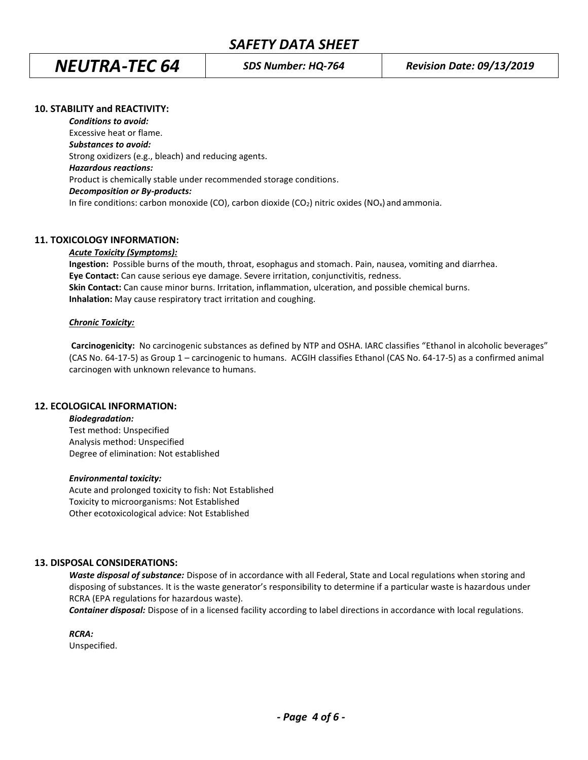## 10. STABILITY and REACTIVITY:

***Conditions to avoid:***
Excessive heat or flame.
***Substances to avoid:***
Strong oxidizers (e.g., bleach) and reducing agents.
***Hazardous reactions:***
Product is chemically stable under recommended storage conditions.
***Decomposition or By-products:***
In fire conditions: carbon monoxide (CO), carbon dioxide ($CO_2$) nitric oxides ($NO_x$) and ammonia.

## 11. TOXICOLOGY INFORMATION:

***Acute Toxicity (Symptoms):***

**Ingestion:** Possible burns of the mouth, throat, esophagus and stomach. Pain, nausea, vomiting and diarrhea.
**Eye Contact:** Can cause serious eye damage. Severe irritation, conjunctivitis, redness.
**Skin Contact:** Can cause minor burns. Irritation, inflammation, ulceration, and possible chemical burns.
**Inhalation:** May cause respiratory tract irritation and coughing.

***Chronic Toxicity:***

**Carcinogenicity:** No carcinogenic substances as defined by NTP and OSHA. IARC classifies "Ethanol in alcoholic beverages" (CAS No. 64-17-5) as Group 1 – carcinogenic to humans. ACGIH classifies Ethanol (CAS No. 64-17-5) as a confirmed animal carcinogen with unknown relevance to humans.

## 12. ECOLOGICAL INFORMATION:

***Biodegradation:***
Test method: Unspecified
Analysis method: Unspecified
Degree of elimination: Not established

***Environmental toxicity:***
Acute and prolonged toxicity to fish: Not Established
Toxicity to microorganisms: Not Established
Other ecotoxicological advice: Not Established

## 13. DISPOSAL CONSIDERATIONS:

***Waste disposal of substance:*** Dispose of in accordance with all Federal, State and Local regulations when storing and disposing of substances. It is the waste generator's responsibility to determine if a particular waste is hazardous under RCRA (EPA regulations for hazardous waste).
***Container disposal:*** Dispose of in a licensed facility according to label directions in accordance with local regulations.

***RCRA:***
Unspecified.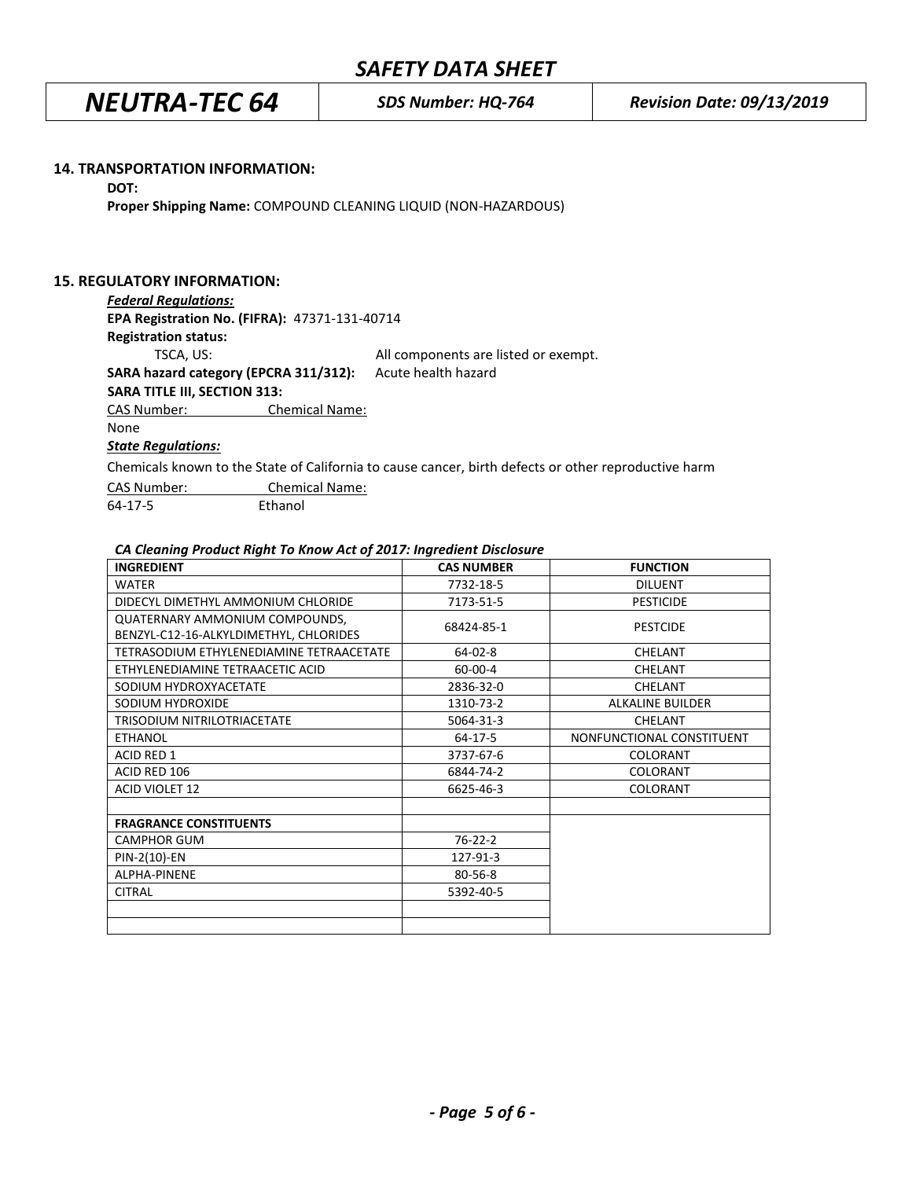## 14. TRANSPORTATION INFORMATION:

**DOT:**

**Proper Shipping Name:** COMPOUND CLEANING LIQUID (NON-HAZARDOUS)

## 15. REGULATORY INFORMATION:

***Federal Regulations:***

**EPA Registration No. (FIFRA):** 47371-131-40714

**Registration status:**

TSCA, US: All components are listed or exempt.

**SARA hazard category (EPCRA 311/312):** Acute health hazard

**SARA TITLE III, SECTION 313:**

| CAS Number: | Chemical Name: |
|---|---|
| None | |

***State Regulations:***

Chemicals known to the State of California to cause cancer, birth defects or other reproductive harm

| CAS Number: | Chemical Name: |
|---|---|
| 64-17-5 | Ethanol |

***CA Cleaning Product Right To Know Act of 2017: Ingredient Disclosure***

| INGREDIENT | CAS NUMBER | FUNCTION |
|---|---|---|
| WATER | 7732-18-5 | DILUENT |
| DIDECYL DIMETHYL AMMONIUM CHLORIDE | 7173-51-5 | PESTICIDE |
| QUATERNARY AMMONIUM COMPOUNDS, BENZYL-C12-16-ALKYLDIMETHYL, CHLORIDES | 68424-85-1 | PESTCIDE |
| TETRASODIUM ETHYLENEDIAMINE TETRAACETATE | 64-02-8 | CHELANT |
| ETHYLENEDIAMINE TETRAACETIC ACID | 60-00-4 | CHELANT |
| SODIUM HYDROXYACETATE | 2836-32-0 | CHELANT |
| SODIUM HYDROXIDE | 1310-73-2 | ALKALINE BUILDER |
| TRISODIUM NITRILOTRIACETATE | 5064-31-3 | CHELANT |
| ETHANOL | 64-17-5 | NONFUNCTIONAL CONSTITUENT |
| ACID RED 1 | 3737-67-6 | COLORANT |
| ACID RED 106 | 6844-74-2 | COLORANT |
| ACID VIOLET 12 | 6625-46-3 | COLORANT |
| | | |
| **FRAGRANCE CONSTITUENTS** | | |
| CAMPHOR GUM | 76-22-2 | |
| PIN-2(10)-EN | 127-91-3 | |
| ALPHA-PINENE | 80-56-8 | |
| CITRAL | 5392-40-5 | |
| | | |
| | | |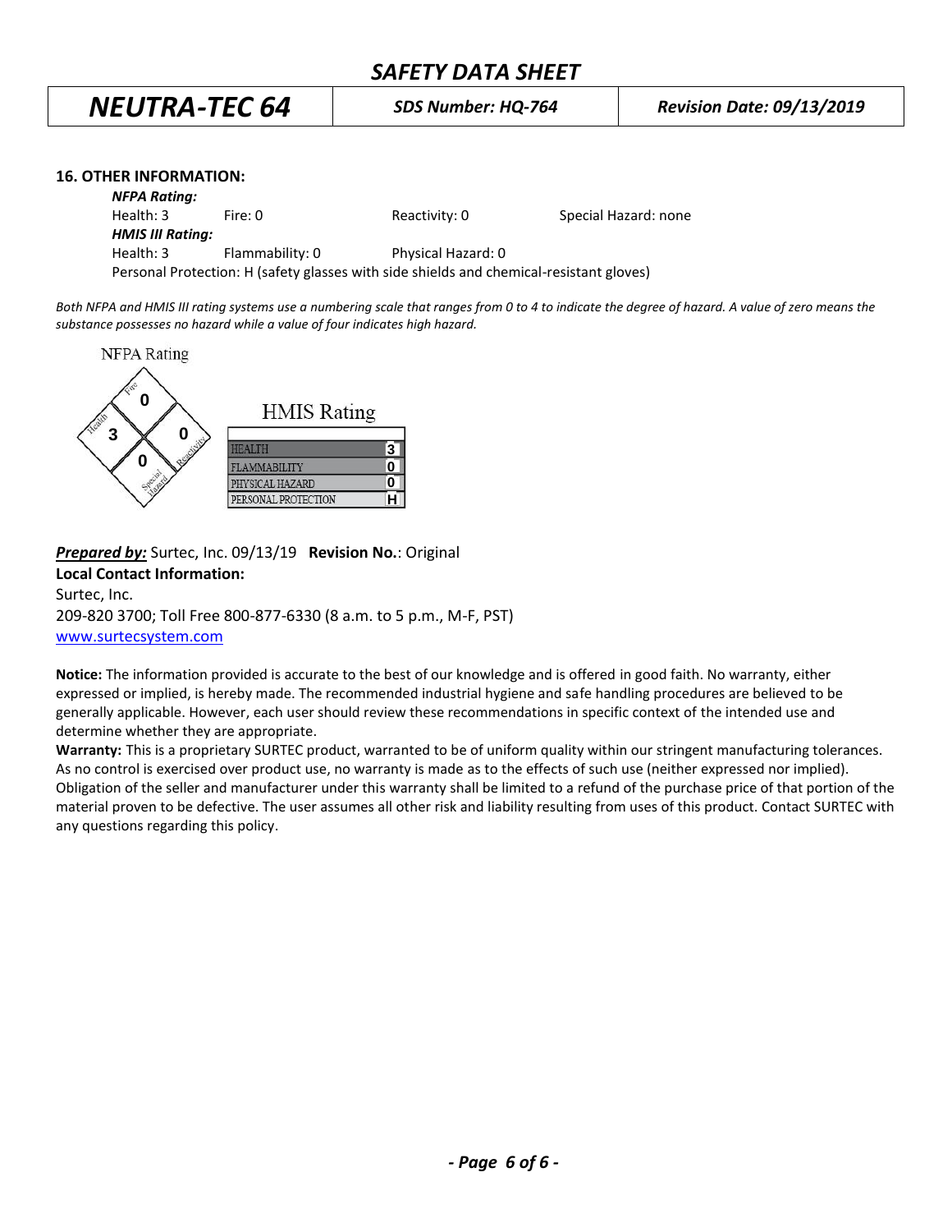**16. OTHER INFORMATION:**

***NFPA Rating:***

Health: 3 Fire: 0 Reactivity: 0 Special Hazard: none

***HMIS III Rating:***

Health: 3 Flammability: 0 Physical Hazard: 0

Personal Protection: H (safety glasses with side shields and chemical-resistant gloves)

*Both NFPA and HMIS III rating systems use a numbering scale that ranges from 0 to 4 to indicate the degree of hazard. A value of zero means the substance possesses no hazard while a value of four indicates high hazard.*

NFPA Rating

Fire 0
Health 3
Reactivity 0
Special Hazard 0

HMIS Rating

| | |
|---|---|
| HEALTH | 3 |
| FLAMMABILITY | 0 |
| PHYSICAL HAZARD | 0 |
| PERSONAL PROTECTION | H |

***Prepared by:*** Surtec, Inc. 09/13/19 **Revision No.**: Original

**Local Contact Information:**

Surtec, Inc.

209-820 3700; Toll Free 800-877-6330 (8 a.m. to 5 p.m., M-F, PST)

www.surtecsystem.com

**Notice:** The information provided is accurate to the best of our knowledge and is offered in good faith. No warranty, either expressed or implied, is hereby made. The recommended industrial hygiene and safe handling procedures are believed to be generally applicable. However, each user should review these recommendations in specific context of the intended use and determine whether they are appropriate.

**Warranty:** This is a proprietary SURTEC product, warranted to be of uniform quality within our stringent manufacturing tolerances. As no control is exercised over product use, no warranty is made as to the effects of such use (neither expressed nor implied). Obligation of the seller and manufacturer under this warranty shall be limited to a refund of the purchase price of that portion of the material proven to be defective. The user assumes all other risk and liability resulting from uses of this product. Contact SURTEC with any questions regarding this policy.